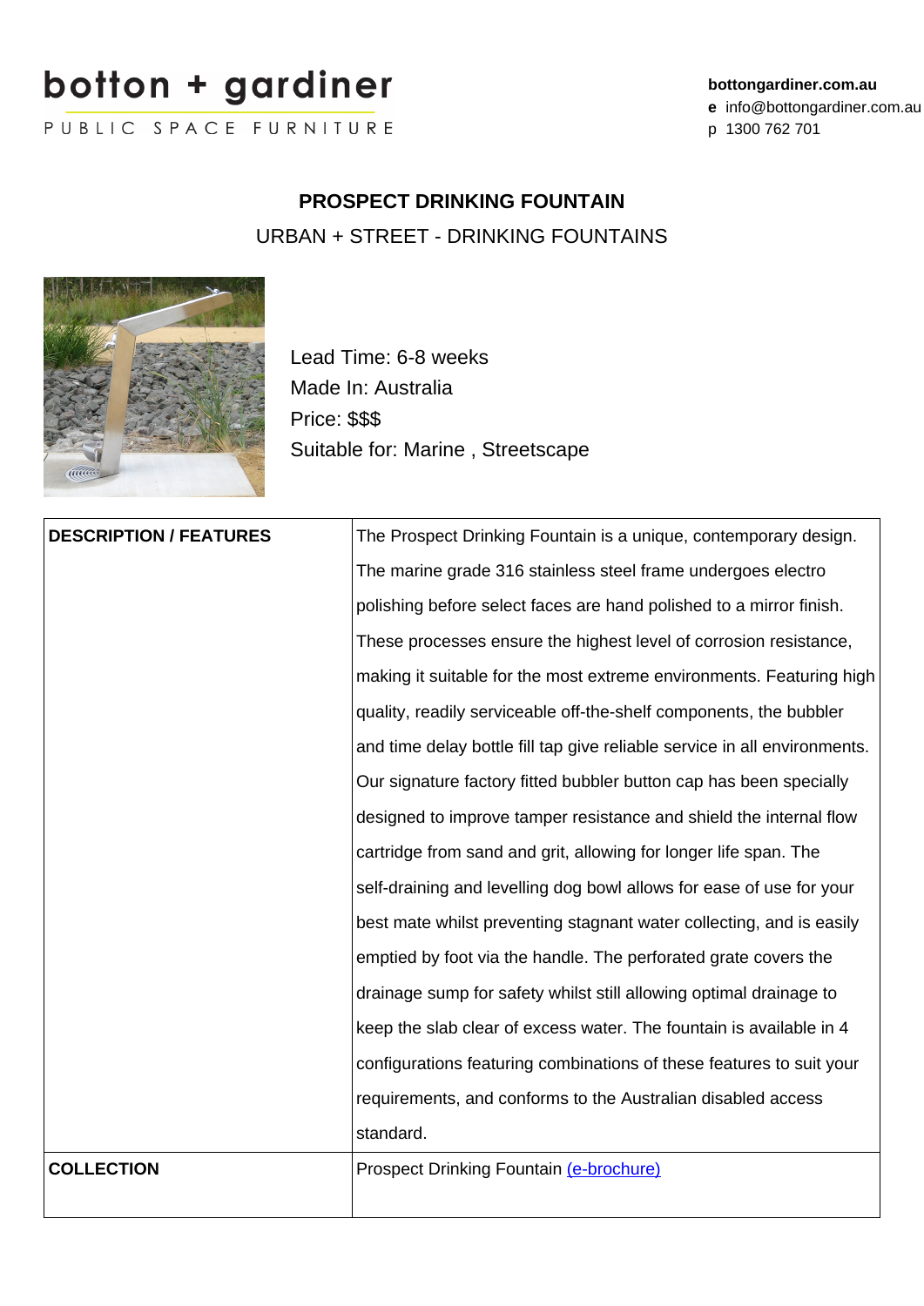botton + gardiner

PUBLIC SPACE FURNITURE

**bottongardiner.com.au**
**e** info@bottongardiner.com.au
p 1300 762 701

# PROSPECT DRINKING FOUNTAIN

URBAN + STREET - DRINKING FOUNTAINS

Lead Time: 6-8 weeks
Made In: Australia
Price: $$$
Suitable for: Marine , Streetscape

| | |
|---|---|
| **DESCRIPTION / FEATURES** | The Prospect Drinking Fountain is a unique, contemporary design. The marine grade 316 stainless steel frame undergoes electro polishing before select faces are hand polished to a mirror finish. These processes ensure the highest level of corrosion resistance, making it suitable for the most extreme environments. Featuring high quality, readily serviceable off-the-shelf components, the bubbler and time delay bottle fill tap give reliable service in all environments. Our signature factory fitted bubbler button cap has been specially designed to improve tamper resistance and shield the internal flow cartridge from sand and grit, allowing for longer life span. The self-draining and levelling dog bowl allows for ease of use for your best mate whilst preventing stagnant water collecting, and is easily emptied by foot via the handle. The perforated grate covers the drainage sump for safety whilst still allowing optimal drainage to keep the slab clear of excess water. The fountain is available in 4 configurations featuring combinations of these features to suit your requirements, and conforms to the Australian disabled access standard. |
| **COLLECTION** | Prospect Drinking Fountain (e-brochure) |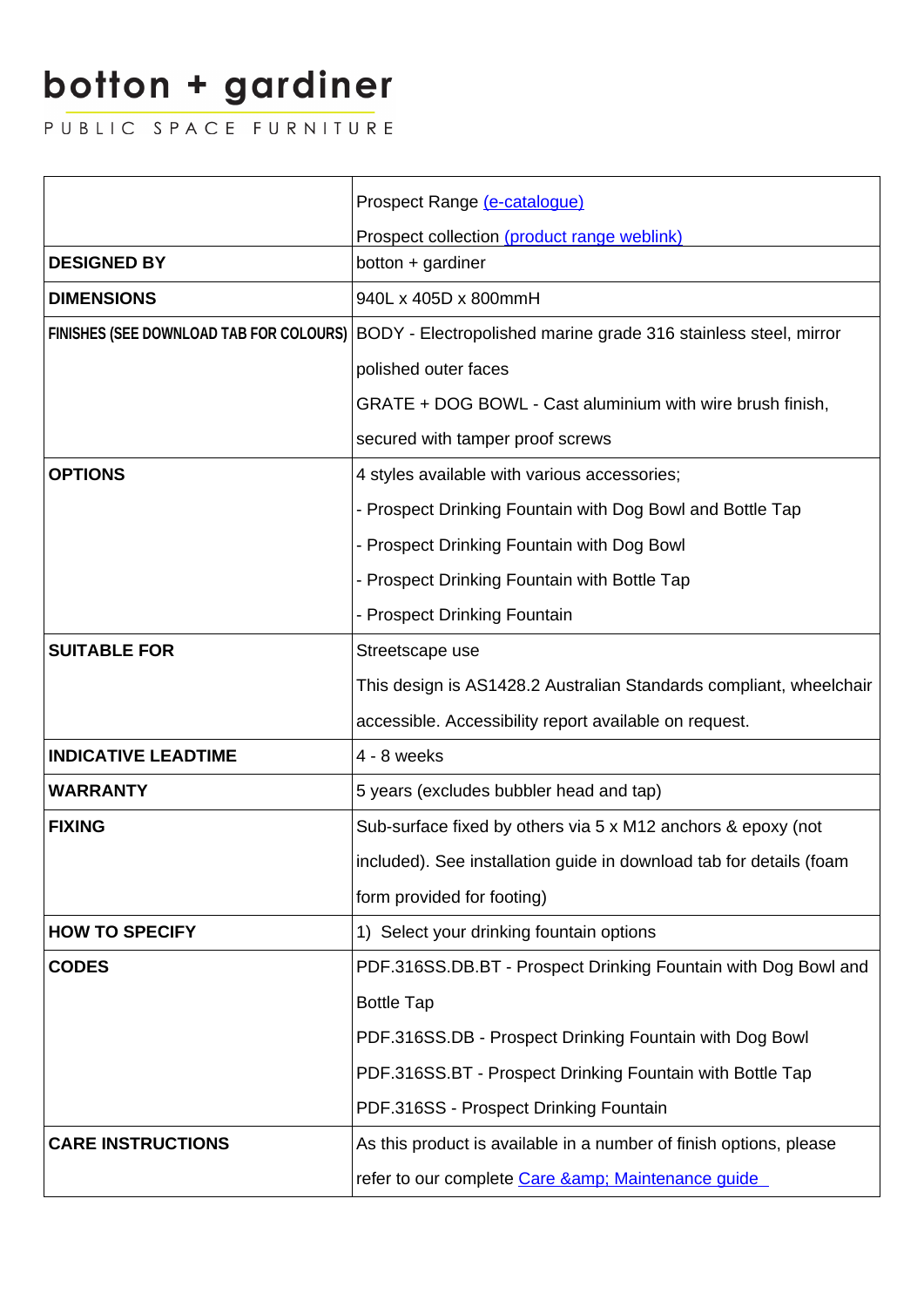botton + gardiner

PUBLIC SPACE FURNITURE

| | |
|---|---|
| | Prospect Range (e-catalogue)<br>Prospect collection (product range weblink) |
| **DESIGNED BY** | botton + gardiner |
| **DIMENSIONS** | 940L x 405D x 800mmH |
| **FINISHES (SEE DOWNLOAD TAB FOR COLOURS)** | BODY - Electropolished marine grade 316 stainless steel, mirror polished outer faces<br>GRATE + DOG BOWL - Cast aluminium with wire brush finish, secured with tamper proof screws |
| **OPTIONS** | 4 styles available with various accessories;<br>- Prospect Drinking Fountain with Dog Bowl and Bottle Tap<br>- Prospect Drinking Fountain with Dog Bowl<br>- Prospect Drinking Fountain with Bottle Tap<br>- Prospect Drinking Fountain |
| **SUITABLE FOR** | Streetscape use<br>This design is AS1428.2 Australian Standards compliant, wheelchair accessible. Accessibility report available on request. |
| **INDICATIVE LEADTIME** | 4 - 8 weeks |
| **WARRANTY** | 5 years (excludes bubbler head and tap) |
| **FIXING** | Sub-surface fixed by others via 5 x M12 anchors & epoxy (not included). See installation guide in download tab for details (foam form provided for footing) |
| **HOW TO SPECIFY** | 1) Select your drinking fountain options |
| **CODES** | PDF.316SS.DB.BT - Prospect Drinking Fountain with Dog Bowl and Bottle Tap<br>PDF.316SS.DB - Prospect Drinking Fountain with Dog Bowl<br>PDF.316SS.BT - Prospect Drinking Fountain with Bottle Tap<br>PDF.316SS - Prospect Drinking Fountain |
| **CARE INSTRUCTIONS** | As this product is available in a number of finish options, please refer to our complete Care &amp; Maintenance guide |